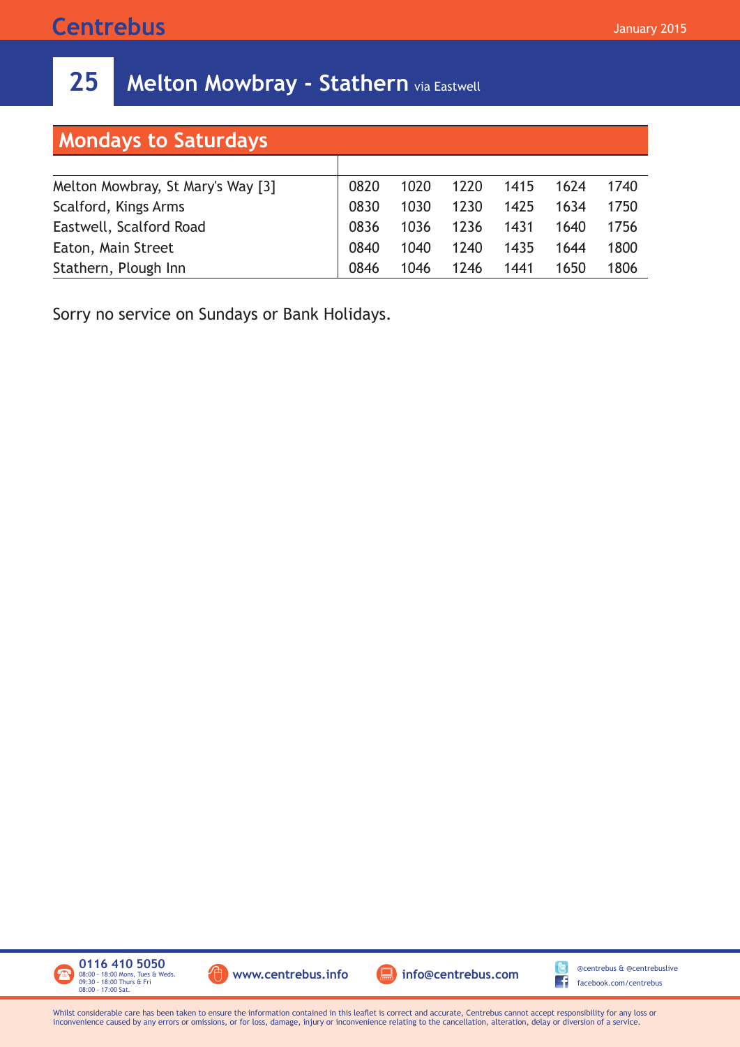Centrebus

January 2015

# 25 Melton Mowbray - Stathern via Eastwell

## Mondays to Saturdays

| | | | | | | |
|---|---|---|---|---|---|---|
| Melton Mowbray, St Mary's Way [3] | 0820 | 1020 | 1220 | 1415 | 1624 | 1740 |
| Scalford, Kings Arms | 0830 | 1030 | 1230 | 1425 | 1634 | 1750 |
| Eastwell, Scalford Road | 0836 | 1036 | 1236 | 1431 | 1640 | 1756 |
| Eaton, Main Street | 0840 | 1040 | 1240 | 1435 | 1644 | 1800 |
| Stathern, Plough Inn | 0846 | 1046 | 1246 | 1441 | 1650 | 1806 |

Sorry no service on Sundays or Bank Holidays.

**0116 410 5050**
08:00 - 18:00 Mons, Tues & Weds.
09:30 - 18:00 Thurs & Fri
08:00 - 17:00 Sat.

**www.centrebus.info**

**info@centrebus.com**

@centrebus & @centrebuslive
facebook.com/centrebus

Whilst considerable care has been taken to ensure the information contained in this leaflet is correct and accurate, Centrebus cannot accept responsibility for any loss or inconvenience caused by any errors or omissions, or for loss, damage, injury or inconvenience relating to the cancellation, alteration, delay or diversion of a service.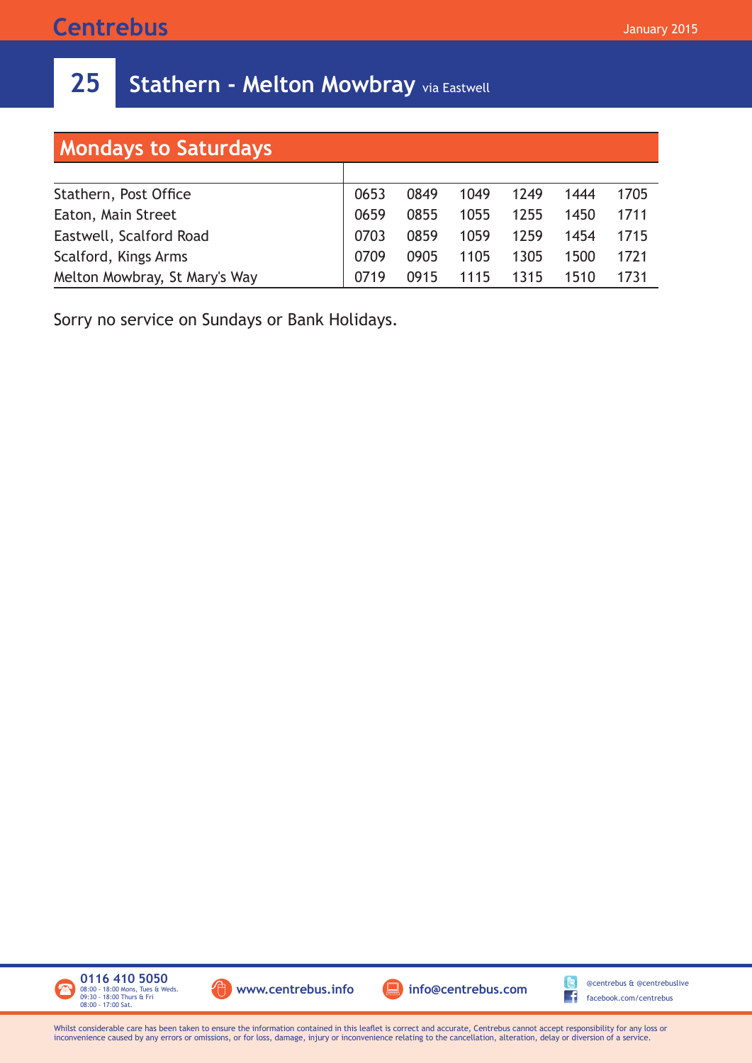# 25 Stathern - Melton Mowbray via Eastwell

## Mondays to Saturdays

| | | | | | | |
|---|---|---|---|---|---|---|
| Stathern, Post Office | 0653 | 0849 | 1049 | 1249 | 1444 | 1705 |
| Eaton, Main Street | 0659 | 0855 | 1055 | 1255 | 1450 | 1711 |
| Eastwell, Scalford Road | 0703 | 0859 | 1059 | 1259 | 1454 | 1715 |
| Scalford, Kings Arms | 0709 | 0905 | 1105 | 1305 | 1500 | 1721 |
| Melton Mowbray, St Mary's Way | 0719 | 0915 | 1115 | 1315 | 1510 | 1731 |

Sorry no service on Sundays or Bank Holidays.

**0116 410 5050**
08:00 - 18:00 Mons, Tues & Weds.
09:30 - 18:00 Thurs & Fri
08:00 - 17:00 Sat.

**www.centrebus.info**

**info@centrebus.com**

@centrebus & @centrebuslive
facebook.com/centrebus

Whilst considerable care has been taken to ensure the information contained in this leaflet is correct and accurate, Centrebus cannot accept responsibility for any loss or inconvenience caused by any errors or omissions, or for loss, damage, injury or inconvenience relating to the cancellation, alteration, delay or diversion of a service.